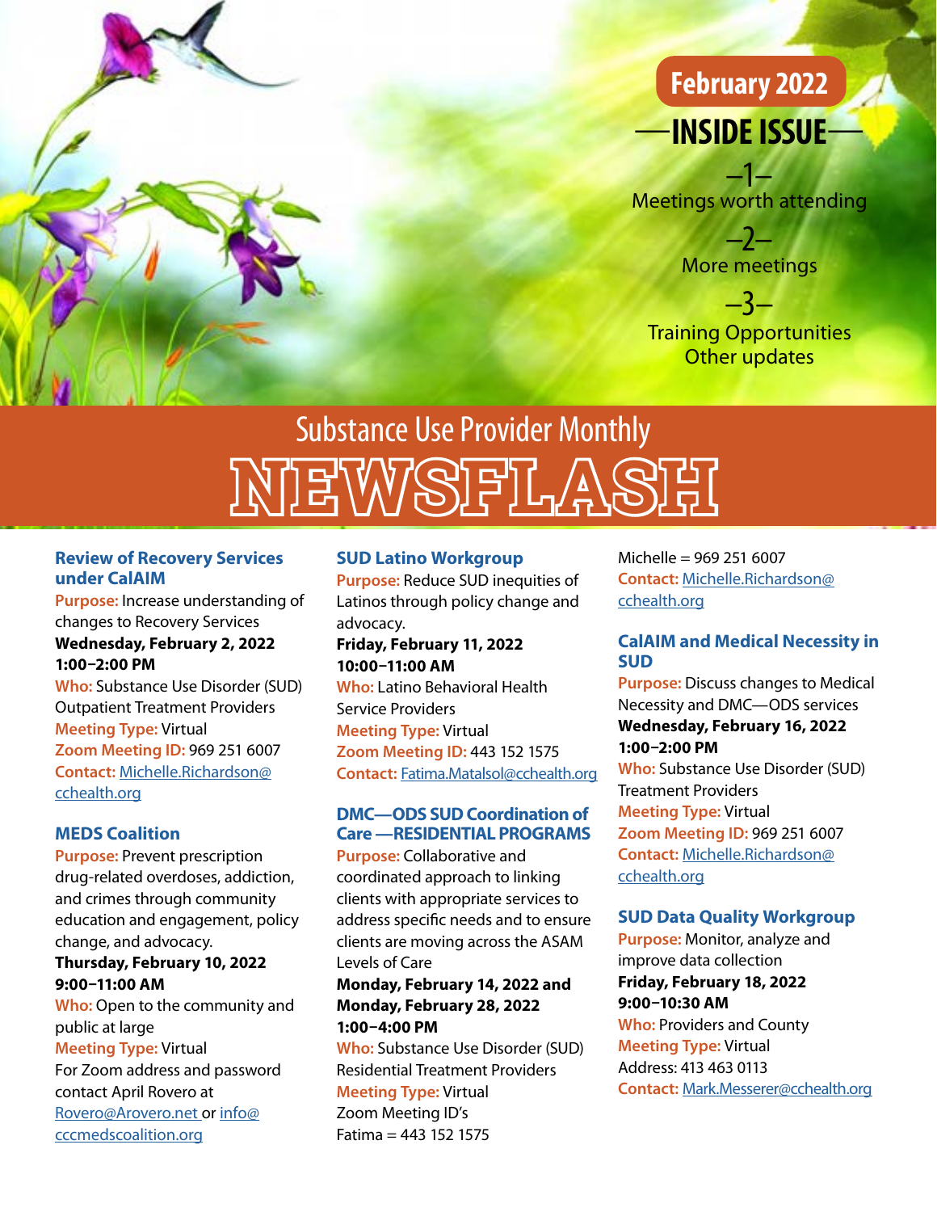February 2022

## —INSIDE ISSUE—

–1–
Meetings worth attending

–2–
More meetings

–3–
Training Opportunities
Other updates

# Substance Use Provider Monthly NEWSFLASH

### Review of Recovery Services under CalAIM

**Purpose:** Increase understanding of changes to Recovery Services

**Wednesday, February 2, 2022**
**1:00–2:00 PM**

**Who:** Substance Use Disorder (SUD) Outpatient Treatment Providers

**Meeting Type:** Virtual

**Zoom Meeting ID:** 969 251 6007

**Contact:** Michelle.Richardson@cchealth.org

### MEDS Coalition

**Purpose:** Prevent prescription drug-related overdoses, addiction, and crimes through community education and engagement, policy change, and advocacy.

**Thursday, February 10, 2022**
**9:00–11:00 AM**

**Who:** Open to the community and public at large

**Meeting Type:** Virtual

For Zoom address and password contact April Rovero at Rovero@Arovero.net or info@cccmedscoalition.org

### SUD Latino Workgroup

**Purpose:** Reduce SUD inequities of Latinos through policy change and advocacy.

**Friday, February 11, 2022**
**10:00–11:00 AM**

**Who:** Latino Behavioral Health Service Providers

**Meeting Type:** Virtual

**Zoom Meeting ID:** 443 152 1575

**Contact:** Fatima.Matalsol@cchealth.org

### DMC—ODS SUD Coordination of Care —RESIDENTIAL PROGRAMS

**Purpose:** Collaborative and coordinated approach to linking clients with appropriate services to address specific needs and to ensure clients are moving across the ASAM Levels of Care

**Monday, February 14, 2022 and Monday, February 28, 2022**
**1:00–4:00 PM**

**Who:** Substance Use Disorder (SUD) Residential Treatment Providers

**Meeting Type:** Virtual

Zoom Meeting ID's
Fatima = 443 152 1575
Michelle = 969 251 6007

**Contact:** Michelle.Richardson@cchealth.org

### CalAIM and Medical Necessity in SUD

**Purpose:** Discuss changes to Medical Necessity and DMC—ODS services

**Wednesday, February 16, 2022**
**1:00–2:00 PM**

**Who:** Substance Use Disorder (SUD) Treatment Providers

**Meeting Type:** Virtual

**Zoom Meeting ID:** 969 251 6007

**Contact:** Michelle.Richardson@cchealth.org

### SUD Data Quality Workgroup

**Purpose:** Monitor, analyze and improve data collection

**Friday, February 18, 2022**
**9:00–10:30 AM**

**Who:** Providers and County

**Meeting Type:** Virtual

Address: 413 463 0113

**Contact:** Mark.Messerer@cchealth.org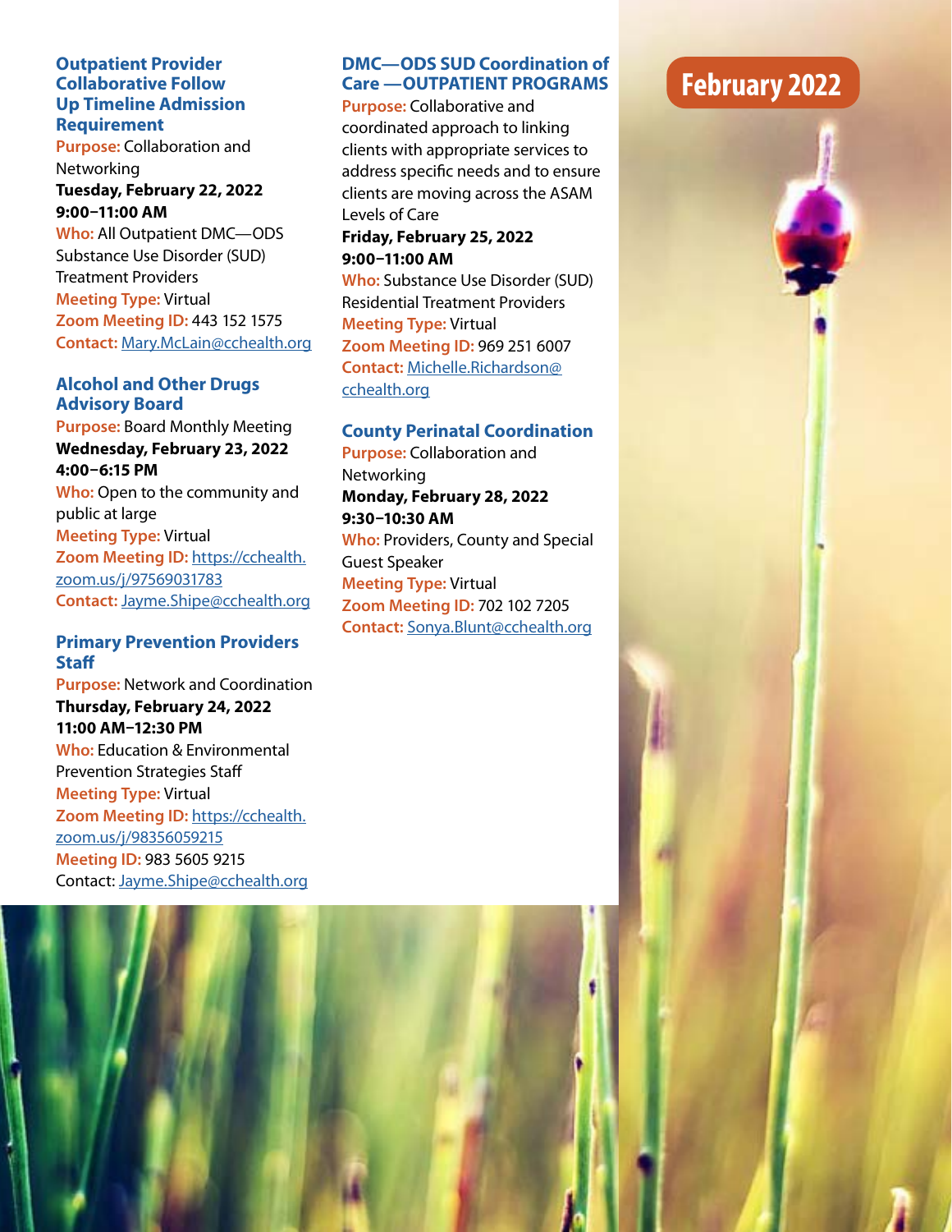# February 2022

### Outpatient Provider Collaborative Follow Up Timeline Admission Requirement

**Purpose:** Collaboration and Networking

**Tuesday, February 22, 2022**
**9:00–11:00 AM**

**Who:** All Outpatient DMC—ODS Substance Use Disorder (SUD) Treatment Providers

**Meeting Type:** Virtual

**Zoom Meeting ID:** 443 152 1575

**Contact:** Mary.McLain@cchealth.org

### Alcohol and Other Drugs Advisory Board

**Purpose:** Board Monthly Meeting

**Wednesday, February 23, 2022**
**4:00–6:15 PM**

**Who:** Open to the community and public at large

**Meeting Type:** Virtual

**Zoom Meeting ID:** https://cchealth.zoom.us/j/97569031783

**Contact:** Jayme.Shipe@cchealth.org

### Primary Prevention Providers Staff

**Purpose:** Network and Coordination

**Thursday, February 24, 2022**
**11:00 AM–12:30 PM**

**Who:** Education & Environmental Prevention Strategies Staff

**Meeting Type:** Virtual

**Zoom Meeting ID:** https://cchealth.zoom.us/j/98356059215

**Meeting ID:** 983 5605 9215

Contact: Jayme.Shipe@cchealth.org

### DMC—ODS SUD Coordination of Care —OUTPATIENT PROGRAMS

**Purpose:** Collaborative and coordinated approach to linking clients with appropriate services to address specific needs and to ensure clients are moving across the ASAM Levels of Care

**Friday, February 25, 2022**
**9:00–11:00 AM**

**Who:** Substance Use Disorder (SUD) Residential Treatment Providers

**Meeting Type:** Virtual

**Zoom Meeting ID:** 969 251 6007

**Contact:** Michelle.Richardson@cchealth.org

### County Perinatal Coordination

**Purpose:** Collaboration and Networking

**Monday, February 28, 2022**
**9:30–10:30 AM**

**Who:** Providers, County and Special Guest Speaker

**Meeting Type:** Virtual

**Zoom Meeting ID:** 702 102 7205

**Contact:** Sonya.Blunt@cchealth.org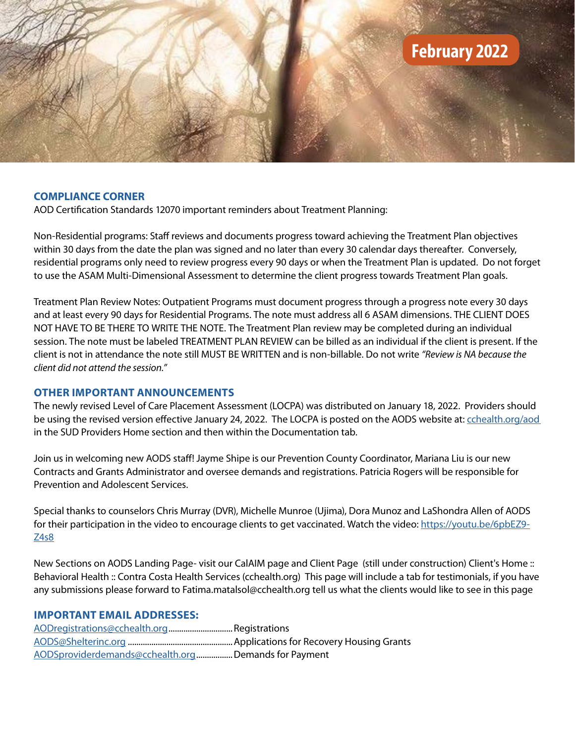February 2022

## COMPLIANCE CORNER

AOD Certification Standards 12070 important reminders about Treatment Planning:

Non-Residential programs: Staff reviews and documents progress toward achieving the Treatment Plan objectives within 30 days from the date the plan was signed and no later than every 30 calendar days thereafter. Conversely, residential programs only need to review progress every 90 days or when the Treatment Plan is updated. Do not forget to use the ASAM Multi-Dimensional Assessment to determine the client progress towards Treatment Plan goals.

Treatment Plan Review Notes: Outpatient Programs must document progress through a progress note every 30 days and at least every 90 days for Residential Programs. The note must address all 6 ASAM dimensions. THE CLIENT DOES NOT HAVE TO BE THERE TO WRITE THE NOTE. The Treatment Plan review may be completed during an individual session. The note must be labeled TREATMENT PLAN REVIEW can be billed as an individual if the client is present. If the client is not in attendance the note still MUST BE WRITTEN and is non-billable. Do not write *"Review is NA because the client did not attend the session."*

## OTHER IMPORTANT ANNOUNCEMENTS

The newly revised Level of Care Placement Assessment (LOCPA) was distributed on January 18, 2022. Providers should be using the revised version effective January 24, 2022. The LOCPA is posted on the AODS website at: [cchealth.org/aod](cchealth.org/aod) in the SUD Providers Home section and then within the Documentation tab.

Join us in welcoming new AODS staff! Jayme Shipe is our Prevention County Coordinator, Mariana Liu is our new Contracts and Grants Administrator and oversee demands and registrations. Patricia Rogers will be responsible for Prevention and Adolescent Services.

Special thanks to counselors Chris Murray (DVR), Michelle Munroe (Ujima), Dora Munoz and LaShondra Allen of AODS for their participation in the video to encourage clients to get vaccinated. Watch the video: [https://youtu.be/6pbEZ9-Z4s8](https://youtu.be/6pbEZ9-Z4s8)

New Sections on AODS Landing Page- visit our CalAIM page and Client Page (still under construction) Client's Home :: Behavioral Health :: Contra Costa Health Services (cchealth.org) This page will include a tab for testimonials, if you have any submissions please forward to Fatima.matalsol@cchealth.org tell us what the clients would like to see in this page

## IMPORTANT EMAIL ADDRESSES:

[AODregistrations@cchealth.org](mailto:AODregistrations@cchealth.org)............................Registrations
[AODS@Shelterinc.org](mailto:AODS@Shelterinc.org) ................................................Applications for Recovery Housing Grants
[AODSproviderdemands@cchealth.org](mailto:AODSproviderdemands@cchealth.org)................Demands for Payment